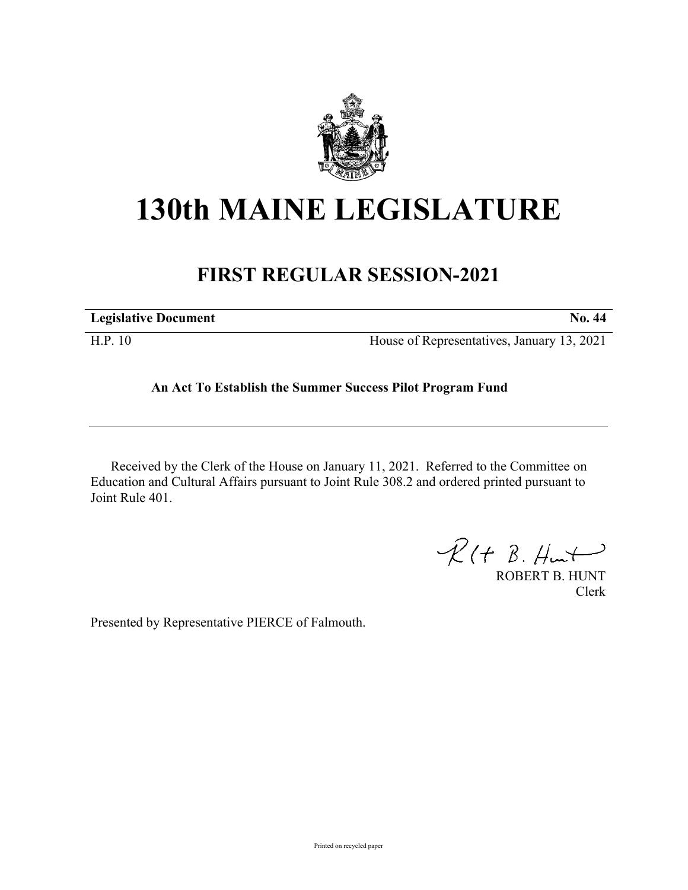# 130th MAINE LEGISLATURE

## FIRST REGULAR SESSION-2021

| **Legislative Document** | **No. 44** |
|---|---|
| H.P. 10 | House of Representatives, January 13, 2021 |

**An Act To Establish the Summer Success Pilot Program Fund**

Received by the Clerk of the House on January 11, 2021. Referred to the Committee on Education and Cultural Affairs pursuant to Joint Rule 308.2 and ordered printed pursuant to Joint Rule 401.

ROBERT B. HUNT
Clerk

Presented by Representative PIERCE of Falmouth.

Printed on recycled paper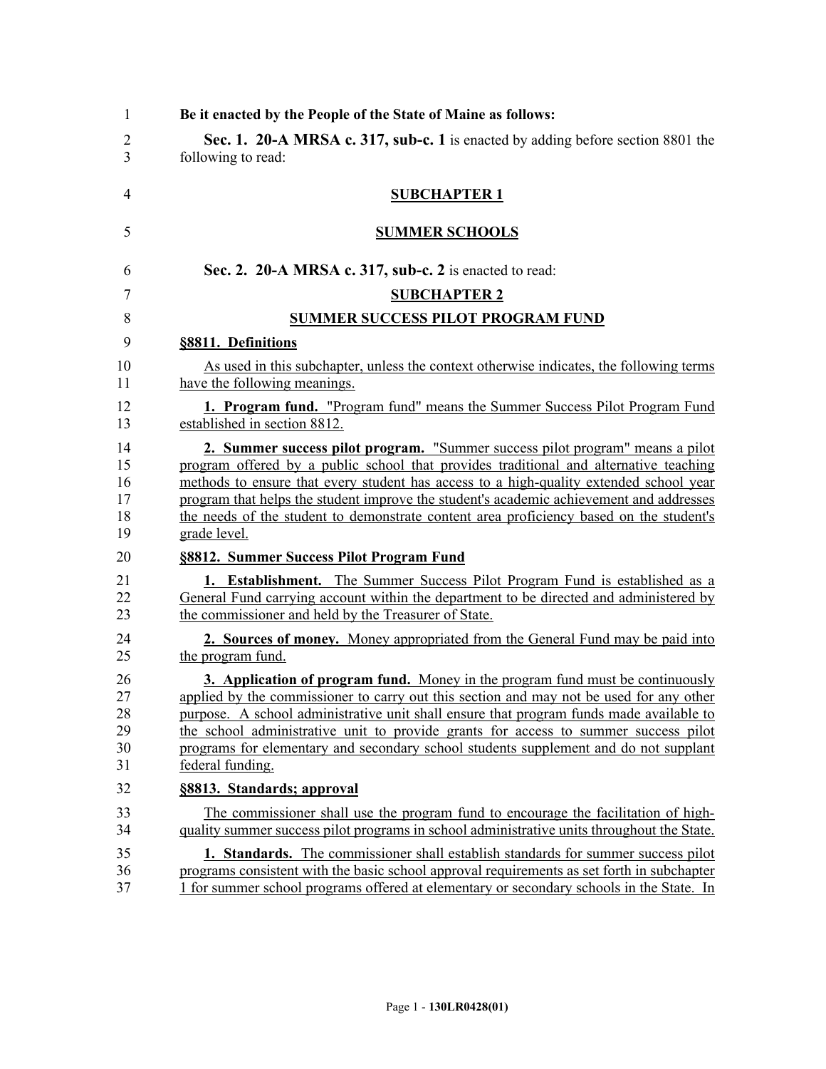**Be it enacted by the People of the State of Maine as follows:**

**Sec. 1. 20-A MRSA c. 317, sub-c. 1** is enacted by adding before section 8801 the following to read:

**SUBCHAPTER 1**

**SUMMER SCHOOLS**

**Sec. 2. 20-A MRSA c. 317, sub-c. 2** is enacted to read:

**SUBCHAPTER 2**

**SUMMER SUCCESS PILOT PROGRAM FUND**

**§8811. Definitions**

As used in this subchapter, unless the context otherwise indicates, the following terms have the following meanings.

**1. Program fund.** "Program fund" means the Summer Success Pilot Program Fund established in section 8812.

**2. Summer success pilot program.** "Summer success pilot program" means a pilot program offered by a public school that provides traditional and alternative teaching methods to ensure that every student has access to a high-quality extended school year program that helps the student improve the student's academic achievement and addresses the needs of the student to demonstrate content area proficiency based on the student's grade level.

**§8812. Summer Success Pilot Program Fund**

**1. Establishment.** The Summer Success Pilot Program Fund is established as a General Fund carrying account within the department to be directed and administered by the commissioner and held by the Treasurer of State.

**2. Sources of money.** Money appropriated from the General Fund may be paid into the program fund.

**3. Application of program fund.** Money in the program fund must be continuously applied by the commissioner to carry out this section and may not be used for any other purpose. A school administrative unit shall ensure that program funds made available to the school administrative unit to provide grants for access to summer success pilot programs for elementary and secondary school students supplement and do not supplant federal funding.

**§8813. Standards; approval**

The commissioner shall use the program fund to encourage the facilitation of high-quality summer success pilot programs in school administrative units throughout the State.

**1. Standards.** The commissioner shall establish standards for summer success pilot programs consistent with the basic school approval requirements as set forth in subchapter 1 for summer school programs offered at elementary or secondary schools in the State. In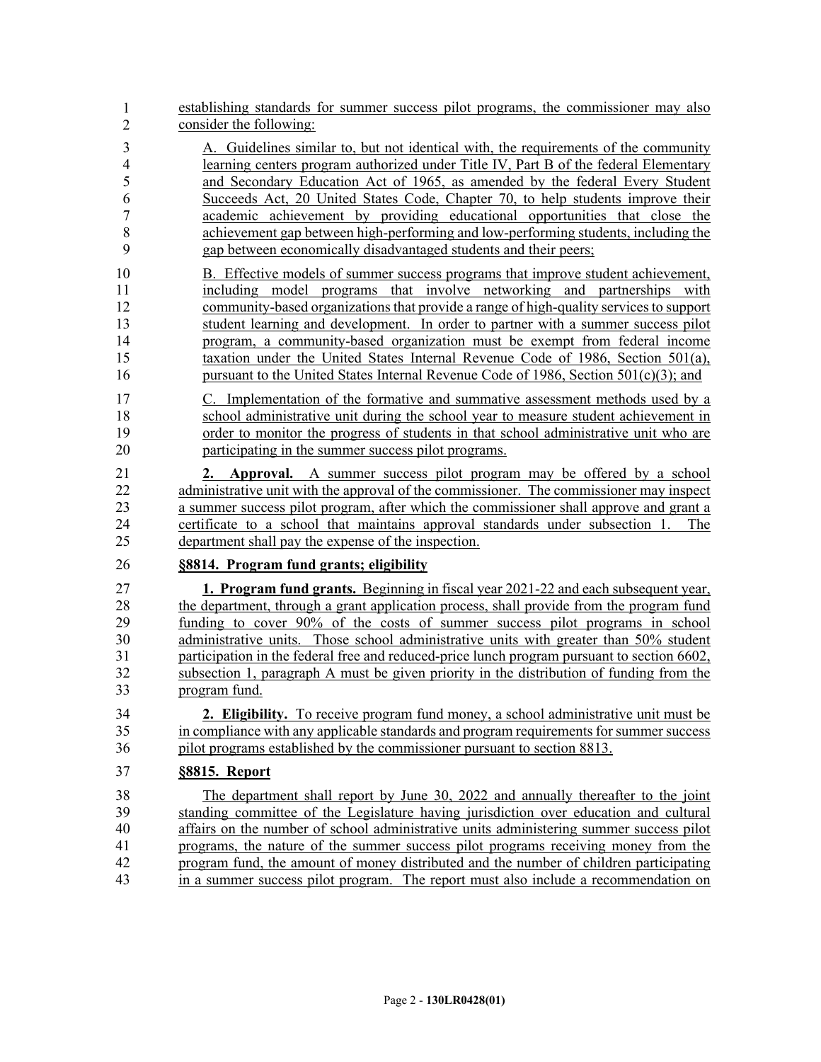establishing standards for summer success pilot programs, the commissioner may also consider the following:

A. Guidelines similar to, but not identical with, the requirements of the community learning centers program authorized under Title IV, Part B of the federal Elementary and Secondary Education Act of 1965, as amended by the federal Every Student Succeeds Act, 20 United States Code, Chapter 70, to help students improve their academic achievement by providing educational opportunities that close the achievement gap between high-performing and low-performing students, including the gap between economically disadvantaged students and their peers;

B. Effective models of summer success programs that improve student achievement, including model programs that involve networking and partnerships with community-based organizations that provide a range of high-quality services to support student learning and development. In order to partner with a summer success pilot program, a community-based organization must be exempt from federal income taxation under the United States Internal Revenue Code of 1986, Section 501(a), pursuant to the United States Internal Revenue Code of 1986, Section 501(c)(3); and

C. Implementation of the formative and summative assessment methods used by a school administrative unit during the school year to measure student achievement in order to monitor the progress of students in that school administrative unit who are participating in the summer success pilot programs.

**2. Approval.** A summer success pilot program may be offered by a school administrative unit with the approval of the commissioner. The commissioner may inspect a summer success pilot program, after which the commissioner shall approve and grant a certificate to a school that maintains approval standards under subsection 1. The department shall pay the expense of the inspection.

**§8814. Program fund grants; eligibility**

**1. Program fund grants.** Beginning in fiscal year 2021-22 and each subsequent year, the department, through a grant application process, shall provide from the program fund funding to cover 90% of the costs of summer success pilot programs in school administrative units. Those school administrative units with greater than 50% student participation in the federal free and reduced-price lunch program pursuant to section 6602, subsection 1, paragraph A must be given priority in the distribution of funding from the program fund.

**2. Eligibility.** To receive program fund money, a school administrative unit must be in compliance with any applicable standards and program requirements for summer success pilot programs established by the commissioner pursuant to section 8813.

**§8815. Report**

The department shall report by June 30, 2022 and annually thereafter to the joint standing committee of the Legislature having jurisdiction over education and cultural affairs on the number of school administrative units administering summer success pilot programs, the nature of the summer success pilot programs receiving money from the program fund, the amount of money distributed and the number of children participating in a summer success pilot program. The report must also include a recommendation on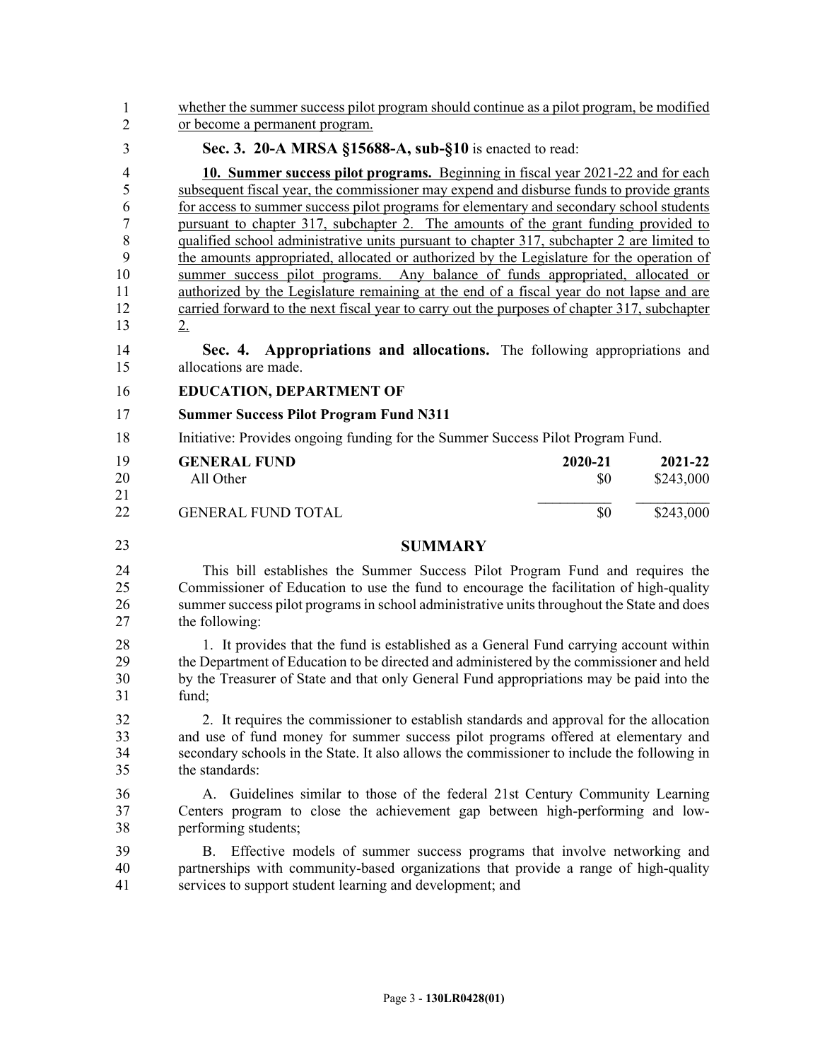whether the summer success pilot program should continue as a pilot program, be modified or become a permanent program.

**Sec. 3. 20-A MRSA §15688-A, sub-§10** is enacted to read:

**10. Summer success pilot programs.** Beginning in fiscal year 2021-22 and for each subsequent fiscal year, the commissioner may expend and disburse funds to provide grants for access to summer success pilot programs for elementary and secondary school students pursuant to chapter 317, subchapter 2. The amounts of the grant funding provided to qualified school administrative units pursuant to chapter 317, subchapter 2 are limited to the amounts appropriated, allocated or authorized by the Legislature for the operation of summer success pilot programs. Any balance of funds appropriated, allocated or authorized by the Legislature remaining at the end of a fiscal year do not lapse and are carried forward to the next fiscal year to carry out the purposes of chapter 317, subchapter 2.

**Sec. 4. Appropriations and allocations.** The following appropriations and allocations are made.

**EDUCATION, DEPARTMENT OF**

**Summer Success Pilot Program Fund N311**

Initiative: Provides ongoing funding for the Summer Success Pilot Program Fund.

| **GENERAL FUND** | **2020-21** | **2021-22** |
|---|---|---|
| All Other | $0 | $243,000 |
| GENERAL FUND TOTAL | $0 | $243,000 |

## SUMMARY

This bill establishes the Summer Success Pilot Program Fund and requires the Commissioner of Education to use the fund to encourage the facilitation of high-quality summer success pilot programs in school administrative units throughout the State and does the following:

1. It provides that the fund is established as a General Fund carrying account within the Department of Education to be directed and administered by the commissioner and held by the Treasurer of State and that only General Fund appropriations may be paid into the fund;

2. It requires the commissioner to establish standards and approval for the allocation and use of fund money for summer success pilot programs offered at elementary and secondary schools in the State. It also allows the commissioner to include the following in the standards:

A. Guidelines similar to those of the federal 21st Century Community Learning Centers program to close the achievement gap between high-performing and low-performing students;

B. Effective models of summer success programs that involve networking and partnerships with community-based organizations that provide a range of high-quality services to support student learning and development; and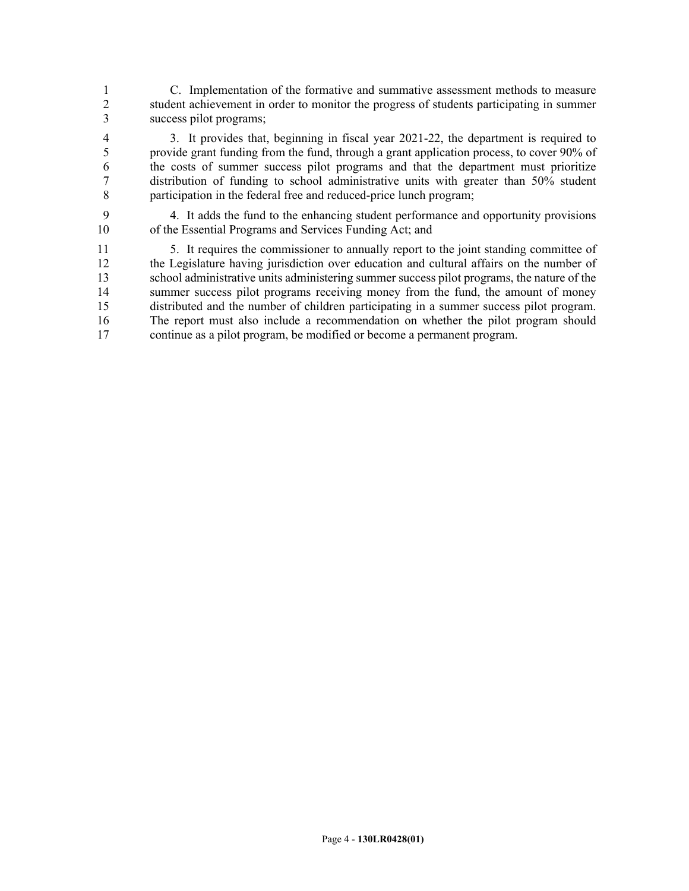C. Implementation of the formative and summative assessment methods to measure student achievement in order to monitor the progress of students participating in summer success pilot programs;

3. It provides that, beginning in fiscal year 2021-22, the department is required to provide grant funding from the fund, through a grant application process, to cover 90% of the costs of summer success pilot programs and that the department must prioritize distribution of funding to school administrative units with greater than 50% student participation in the federal free and reduced-price lunch program;

4. It adds the fund to the enhancing student performance and opportunity provisions of the Essential Programs and Services Funding Act; and

5. It requires the commissioner to annually report to the joint standing committee of the Legislature having jurisdiction over education and cultural affairs on the number of school administrative units administering summer success pilot programs, the nature of the summer success pilot programs receiving money from the fund, the amount of money distributed and the number of children participating in a summer success pilot program. The report must also include a recommendation on whether the pilot program should continue as a pilot program, be modified or become a permanent program.